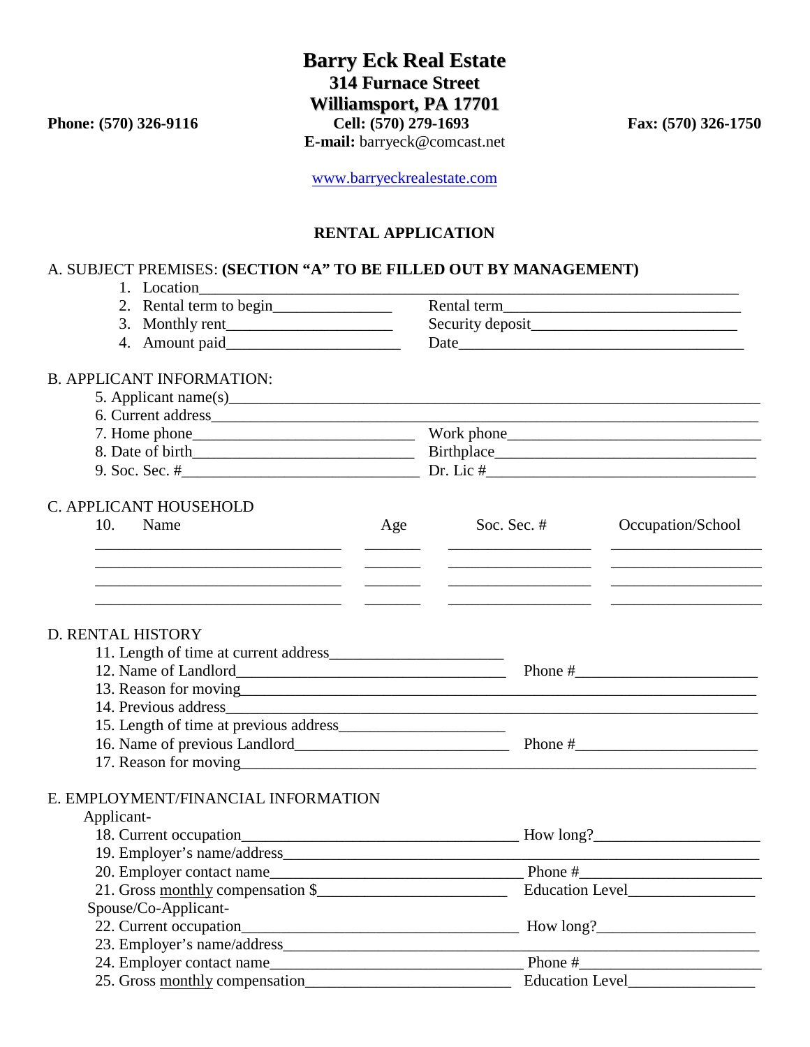# Barry Eck Real Estate

**314 Furnace Street**
**Williamsport, PA 17701**

**Phone: (570) 326-9116** **Cell: (570) 279-1693** **Fax: (570) 326-1750**

**E-mail:** barryeck@comcast.net

www.barryeckrealestate.com

## RENTAL APPLICATION

A. SUBJECT PREMISES: **(SECTION "A" TO BE FILLED OUT BY MANAGEMENT)**

1. Location________________________________________________________________
2. Rental term to begin_______________ Rental term______________________________
3. Monthly rent_____________________ Security deposit__________________________
4. Amount paid______________________ Date_____________________________________

B. APPLICANT INFORMATION:

5. Applicant name(s)_________________________________________________________
6. Current address___________________________________________________________
7. Home phone____________________________ Work phone_____________________________
8. Date of birth___________________________ Birthplace____________________________
9. Soc. Sec. #_____________________________ Dr. Lic #_____________________________

C. APPLICANT HOUSEHOLD

| 10. Name | Age | Soc. Sec. # | Occupation/School |
|---|---|---|---|
| | | | |
| | | | |
| | | | |
| | | | |

D. RENTAL HISTORY

11. Length of time at current address______________________
12. Name of Landlord__________________________________ Phone #______________________
13. Reason for moving_________________________________________________________
14. Previous address__________________________________________________________
15. Length of time at previous address______________________
16. Name of previous Landlord___________________________ Phone #______________________
17. Reason for moving_________________________________________________________

E. EMPLOYMENT/FINANCIAL INFORMATION

Applicant-

18. Current occupation_________________________________ How long?____________________
19. Employer's name/address____________________________________________________
20. Employer contact name______________________________ Phone #______________________
21. Gross monthly compensation $________________________ Education Level________________

Spouse/Co-Applicant-

22. Current occupation_________________________________ How long?____________________
23. Employer's name/address____________________________________________________
24. Employer contact name______________________________ Phone #______________________
25. Gross monthly compensation__________________________ Education Level________________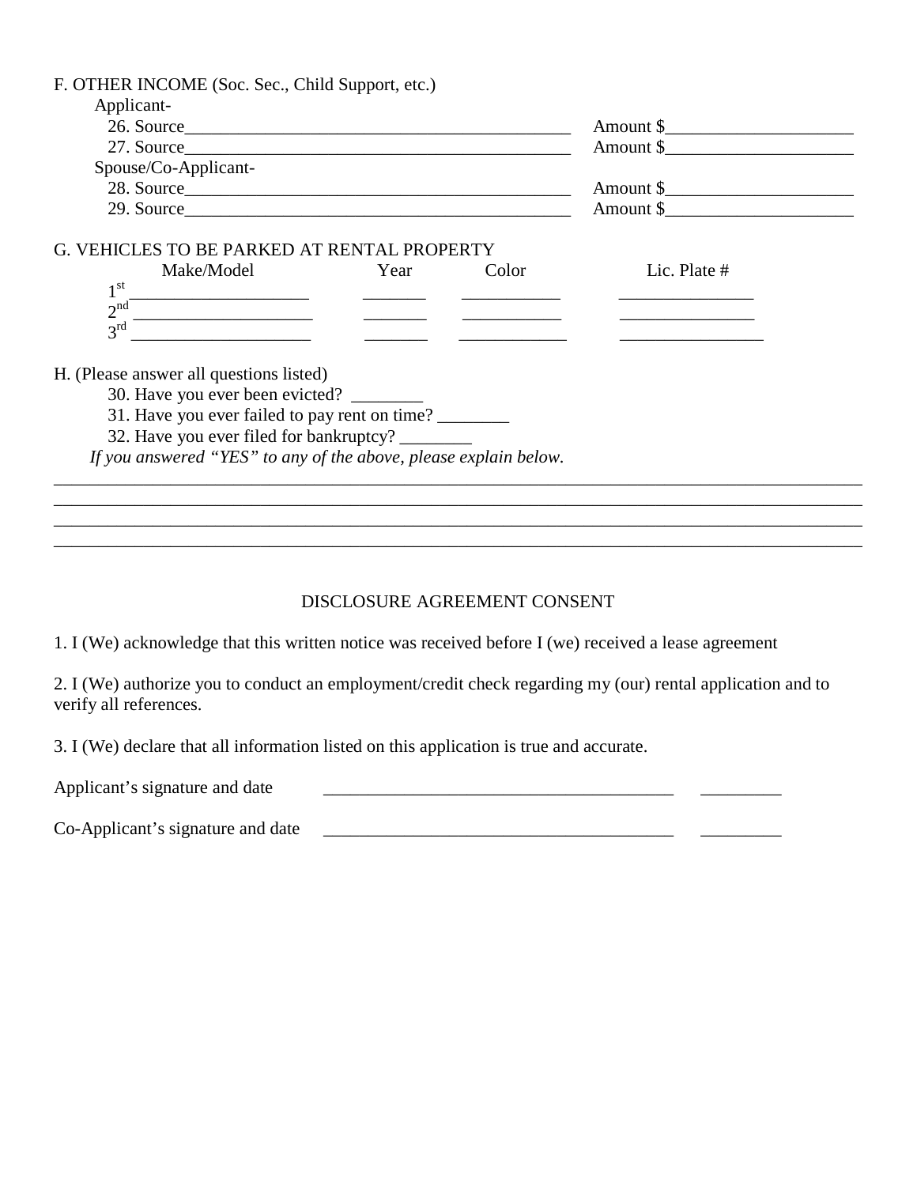F. OTHER INCOME (Soc. Sec., Child Support, etc.)

Applicant-

26. Source_____________________________________________ Amount $_____________________

27. Source_____________________________________________ Amount $_____________________

Spouse/Co-Applicant-

28. Source_____________________________________________ Amount $_____________________

29. Source_____________________________________________ Amount $_____________________

G. VEHICLES TO BE PARKED AT RENTAL PROPERTY

| | Make/Model | Year | Color | Lic. Plate # |
|---|---|---|---|---|
| 1st | ____________________ | _______ | ___________ | _______________ |
| 2nd | ____________________ | _______ | ___________ | _______________ |
| 3rd | ____________________ | _______ | ___________ | ________________ |

H. (Please answer all questions listed)

30. Have you ever been evicted? ________

31. Have you ever failed to pay rent on time? ________

32. Have you ever filed for bankruptcy? ________

*If you answered "YES" to any of the above, please explain below.*

____________________________________________________________________________________________
____________________________________________________________________________________________
____________________________________________________________________________________________
____________________________________________________________________________________________

DISCLOSURE AGREEMENT CONSENT

1. I (We) acknowledge that this written notice was received before I (we) received a lease agreement

2. I (We) authorize you to conduct an employment/credit check regarding my (our) rental application and to verify all references.

3. I (We) declare that all information listed on this application is true and accurate.

Applicant's signature and date ________________________________________ _________

Co-Applicant's signature and date ________________________________________ _________